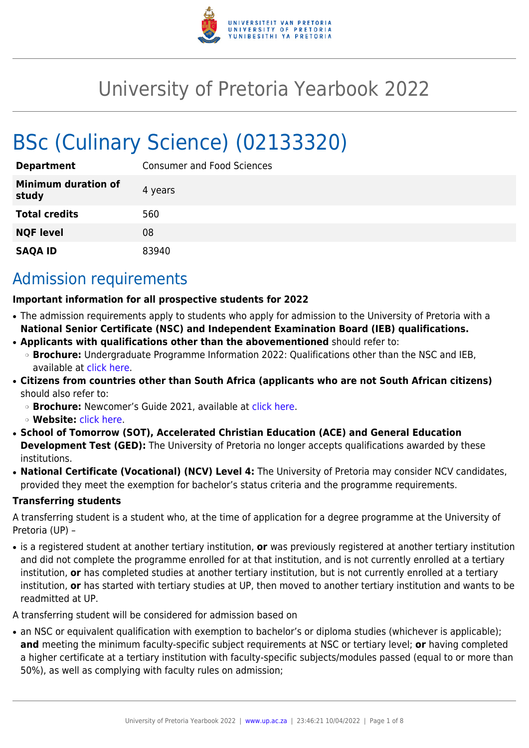# University of Pretoria Yearbook 2022

# BSc (Culinary Science) (02133320)

| | |
|---|---|
| **Department** | Consumer and Food Sciences |
| **Minimum duration of study** | 4 years |
| **Total credits** | 560 |
| **NQF level** | 08 |
| **SAQA ID** | 83940 |

## Admission requirements

**Important information for all prospective students for 2022**

- The admission requirements apply to students who apply for admission to the University of Pretoria with a **National Senior Certificate (NSC) and Independent Examination Board (IEB) qualifications.**
- **Applicants with qualifications other than the abovementioned** should refer to:
  - **Brochure:** Undergraduate Programme Information 2022: Qualifications other than the NSC and IEB, available at click here.
- **Citizens from countries other than South Africa (applicants who are not South African citizens)** should also refer to:
  - **Brochure:** Newcomer's Guide 2021, available at click here.
  - **Website:** click here.
- **School of Tomorrow (SOT), Accelerated Christian Education (ACE) and General Education Development Test (GED):** The University of Pretoria no longer accepts qualifications awarded by these institutions.
- **National Certificate (Vocational) (NCV) Level 4:** The University of Pretoria may consider NCV candidates, provided they meet the exemption for bachelor's status criteria and the programme requirements.

**Transferring students**

A transferring student is a student who, at the time of application for a degree programme at the University of Pretoria (UP) –

- is a registered student at another tertiary institution, **or** was previously registered at another tertiary institution and did not complete the programme enrolled for at that institution, and is not currently enrolled at a tertiary institution, **or** has completed studies at another tertiary institution, but is not currently enrolled at a tertiary institution, **or** has started with tertiary studies at UP, then moved to another tertiary institution and wants to be readmitted at UP.

A transferring student will be considered for admission based on

- an NSC or equivalent qualification with exemption to bachelor's or diploma studies (whichever is applicable); **and** meeting the minimum faculty-specific subject requirements at NSC or tertiary level; **or** having completed a higher certificate at a tertiary institution with faculty-specific subjects/modules passed (equal to or more than 50%), as well as complying with faculty rules on admission;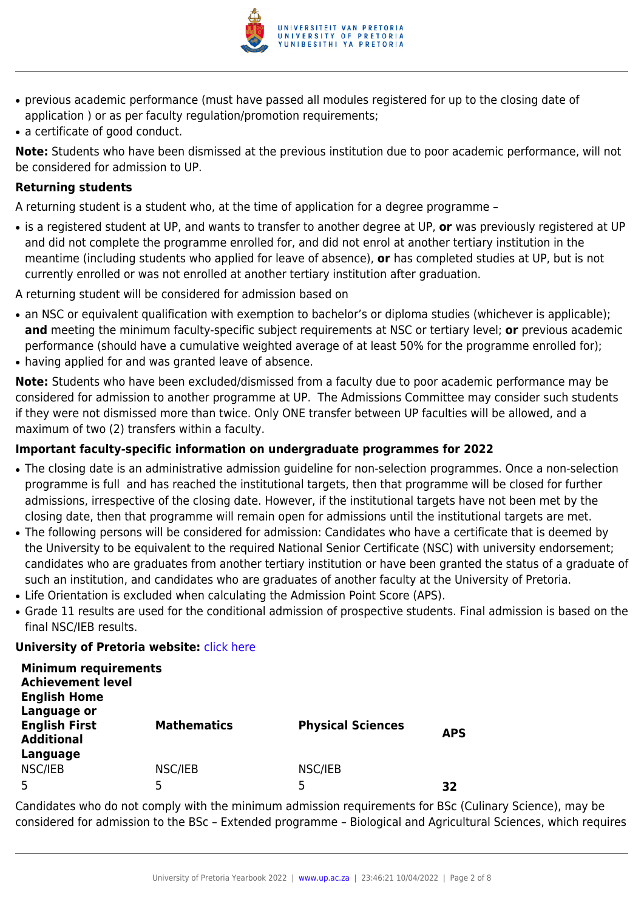- previous academic performance (must have passed all modules registered for up to the closing date of application ) or as per faculty regulation/promotion requirements;
- a certificate of good conduct.

**Note:** Students who have been dismissed at the previous institution due to poor academic performance, will not be considered for admission to UP.

**Returning students**

A returning student is a student who, at the time of application for a degree programme –

- is a registered student at UP, and wants to transfer to another degree at UP, **or** was previously registered at UP and did not complete the programme enrolled for, and did not enrol at another tertiary institution in the meantime (including students who applied for leave of absence), **or** has completed studies at UP, but is not currently enrolled or was not enrolled at another tertiary institution after graduation.

A returning student will be considered for admission based on

- an NSC or equivalent qualification with exemption to bachelor's or diploma studies (whichever is applicable); **and** meeting the minimum faculty-specific subject requirements at NSC or tertiary level; **or** previous academic performance (should have a cumulative weighted average of at least 50% for the programme enrolled for);
- having applied for and was granted leave of absence.

**Note:** Students who have been excluded/dismissed from a faculty due to poor academic performance may be considered for admission to another programme at UP. The Admissions Committee may consider such students if they were not dismissed more than twice. Only ONE transfer between UP faculties will be allowed, and a maximum of two (2) transfers within a faculty.

**Important faculty-specific information on undergraduate programmes for 2022**

- The closing date is an administrative admission guideline for non-selection programmes. Once a non-selection programme is full and has reached the institutional targets, then that programme will be closed for further admissions, irrespective of the closing date. However, if the institutional targets have not been met by the closing date, then that programme will remain open for admissions until the institutional targets are met.
- The following persons will be considered for admission: Candidates who have a certificate that is deemed by the University to be equivalent to the required National Senior Certificate (NSC) with university endorsement; candidates who are graduates from another tertiary institution or have been granted the status of a graduate of such an institution, and candidates who are graduates of another faculty at the University of Pretoria.
- Life Orientation is excluded when calculating the Admission Point Score (APS).
- Grade 11 results are used for the conditional admission of prospective students. Final admission is based on the final NSC/IEB results.

**University of Pretoria website:** click here

| **Minimum requirements Achievement level English Home Language or English First Additional Language** | **Mathematics** | **Physical Sciences** | **APS** |
|---|---|---|---|
| NSC/IEB | NSC/IEB | NSC/IEB | |
| 5 | 5 | 5 | **32** |

Candidates who do not comply with the minimum admission requirements for BSc (Culinary Science), may be considered for admission to the BSc – Extended programme – Biological and Agricultural Sciences, which requires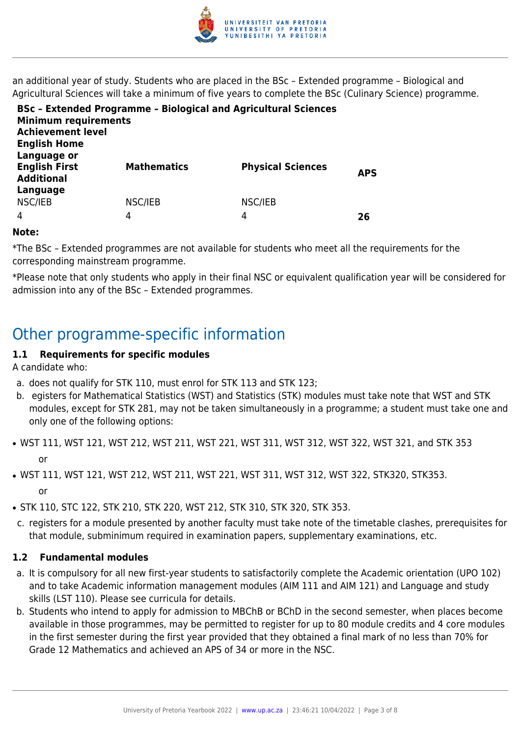an additional year of study. Students who are placed in the BSc – Extended programme – Biological and Agricultural Sciences will take a minimum of five years to complete the BSc (Culinary Science) programme.

**BSc – Extended Programme – Biological and Agricultural Sciences**
**Minimum requirements**

| Achievement level | | | |
|---|---|---|---|
| **English Home Language or English First Additional Language** | **Mathematics** | **Physical Sciences** | **APS** |
| NSC/IEB | NSC/IEB | NSC/IEB | |
| 4 | 4 | 4 | **26** |

**Note:**

*The BSc – Extended programmes are not available for students who meet all the requirements for the corresponding mainstream programme.

*Please note that only students who apply in their final NSC or equivalent qualification year will be considered for admission into any of the BSc – Extended programmes.

## Other programme-specific information

### 1.1 Requirements for specific modules

A candidate who:

a. does not qualify for STK 110, must enrol for STK 113 and STK 123;
b. egisters for Mathematical Statistics (WST) and Statistics (STK) modules must take note that WST and STK modules, except for STK 281, may not be taken simultaneously in a programme; a student must take one and only one of the following options:

- WST 111, WST 121, WST 212, WST 211, WST 221, WST 311, WST 312, WST 322, WST 321, and STK 353

  or

- WST 111, WST 121, WST 212, WST 211, WST 221, WST 311, WST 312, WST 322, STK320, STK353.

  or

- STK 110, STC 122, STK 210, STK 220, WST 212, STK 310, STK 320, STK 353.

c. registers for a module presented by another faculty must take note of the timetable clashes, prerequisites for that module, subminimum required in examination papers, supplementary examinations, etc.

### 1.2 Fundamental modules

a. It is compulsory for all new first-year students to satisfactorily complete the Academic orientation (UPO 102) and to take Academic information management modules (AIM 111 and AIM 121) and Language and study skills (LST 110). Please see curricula for details.
b. Students who intend to apply for admission to MBChB or BChD in the second semester, when places become available in those programmes, may be permitted to register for up to 80 module credits and 4 core modules in the first semester during the first year provided that they obtained a final mark of no less than 70% for Grade 12 Mathematics and achieved an APS of 34 or more in the NSC.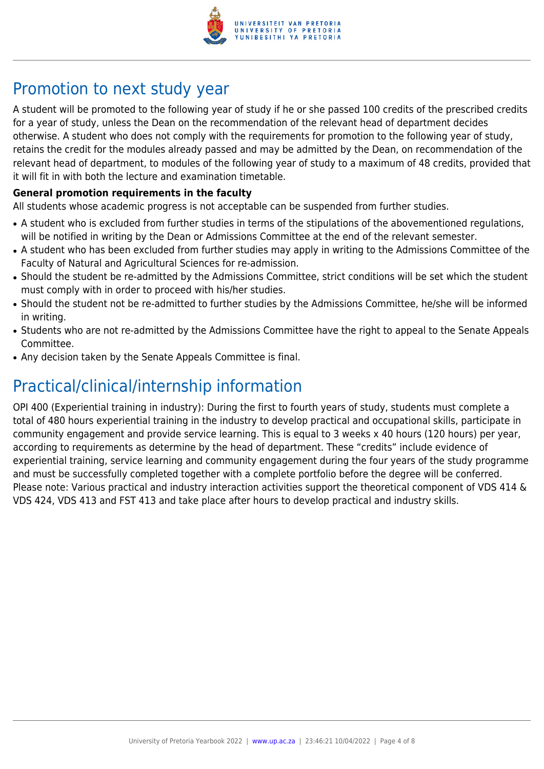# Promotion to next study year

A student will be promoted to the following year of study if he or she passed 100 credits of the prescribed credits for a year of study, unless the Dean on the recommendation of the relevant head of department decides otherwise. A student who does not comply with the requirements for promotion to the following year of study, retains the credit for the modules already passed and may be admitted by the Dean, on recommendation of the relevant head of department, to modules of the following year of study to a maximum of 48 credits, provided that it will fit in with both the lecture and examination timetable.

**General promotion requirements in the faculty**

All students whose academic progress is not acceptable can be suspended from further studies.

- A student who is excluded from further studies in terms of the stipulations of the abovementioned regulations, will be notified in writing by the Dean or Admissions Committee at the end of the relevant semester.
- A student who has been excluded from further studies may apply in writing to the Admissions Committee of the Faculty of Natural and Agricultural Sciences for re-admission.
- Should the student be re-admitted by the Admissions Committee, strict conditions will be set which the student must comply with in order to proceed with his/her studies.
- Should the student not be re-admitted to further studies by the Admissions Committee, he/she will be informed in writing.
- Students who are not re-admitted by the Admissions Committee have the right to appeal to the Senate Appeals Committee.
- Any decision taken by the Senate Appeals Committee is final.

# Practical/clinical/internship information

OPI 400 (Experiential training in industry): During the first to fourth years of study, students must complete a total of 480 hours experiential training in the industry to develop practical and occupational skills, participate in community engagement and provide service learning. This is equal to 3 weeks x 40 hours (120 hours) per year, according to requirements as determine by the head of department. These "credits" include evidence of experiential training, service learning and community engagement during the four years of the study programme and must be successfully completed together with a complete portfolio before the degree will be conferred. Please note: Various practical and industry interaction activities support the theoretical component of VDS 414 & VDS 424, VDS 413 and FST 413 and take place after hours to develop practical and industry skills.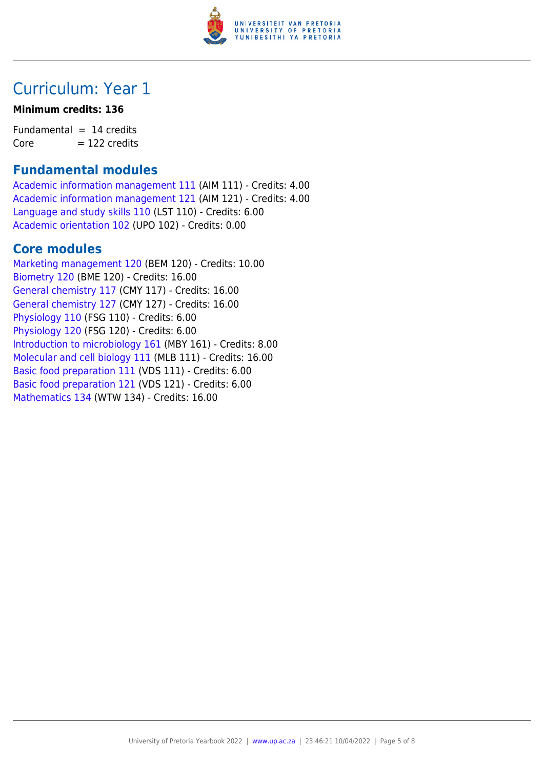# Curriculum: Year 1

**Minimum credits: 136**

Fundamental = 14 credits
Core = 122 credits

## Fundamental modules

Academic information management 111 (AIM 111) - Credits: 4.00
Academic information management 121 (AIM 121) - Credits: 4.00
Language and study skills 110 (LST 110) - Credits: 6.00
Academic orientation 102 (UPO 102) - Credits: 0.00

## Core modules

Marketing management 120 (BEM 120) - Credits: 10.00
Biometry 120 (BME 120) - Credits: 16.00
General chemistry 117 (CMY 117) - Credits: 16.00
General chemistry 127 (CMY 127) - Credits: 16.00
Physiology 110 (FSG 110) - Credits: 6.00
Physiology 120 (FSG 120) - Credits: 6.00
Introduction to microbiology 161 (MBY 161) - Credits: 8.00
Molecular and cell biology 111 (MLB 111) - Credits: 16.00
Basic food preparation 111 (VDS 111) - Credits: 6.00
Basic food preparation 121 (VDS 121) - Credits: 6.00
Mathematics 134 (WTW 134) - Credits: 16.00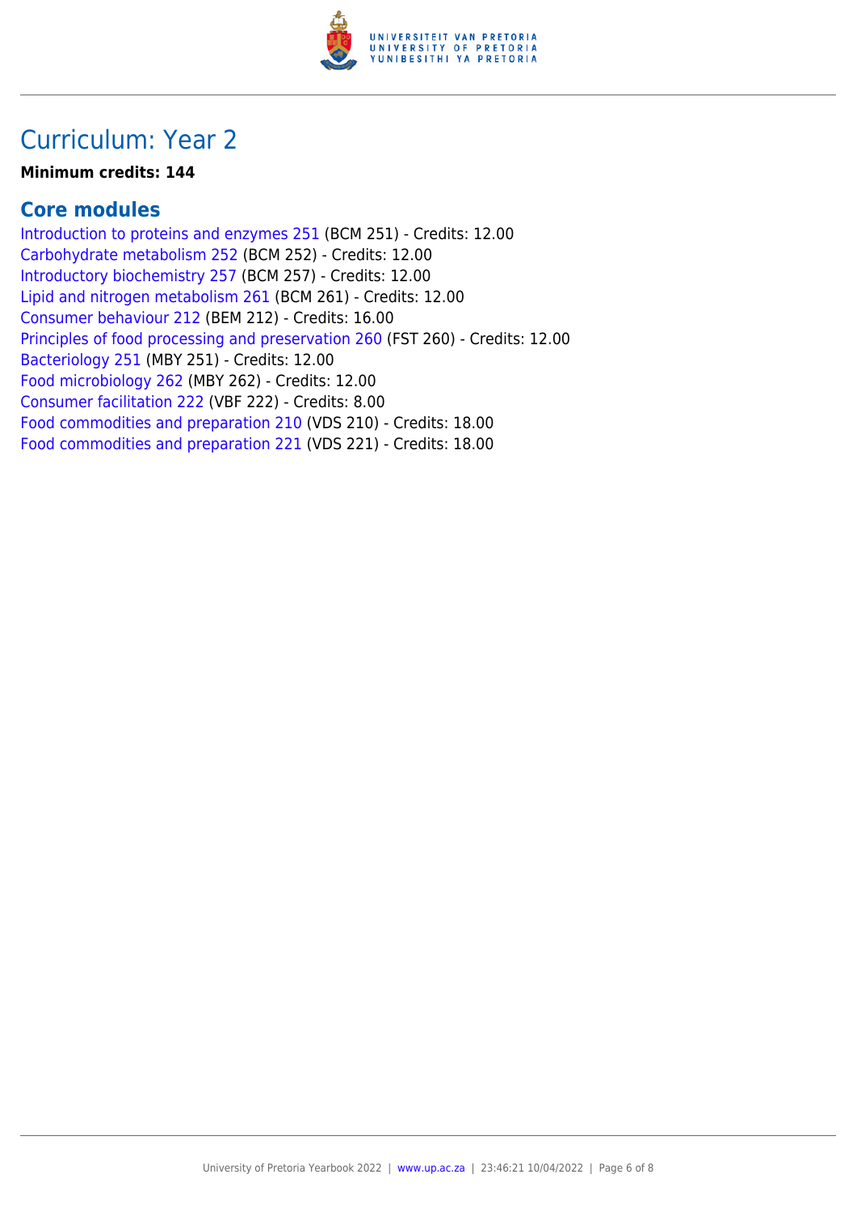# Curriculum: Year 2

**Minimum credits: 144**

## Core modules

Introduction to proteins and enzymes 251 (BCM 251) - Credits: 12.00
Carbohydrate metabolism 252 (BCM 252) - Credits: 12.00
Introductory biochemistry 257 (BCM 257) - Credits: 12.00
Lipid and nitrogen metabolism 261 (BCM 261) - Credits: 12.00
Consumer behaviour 212 (BEM 212) - Credits: 16.00
Principles of food processing and preservation 260 (FST 260) - Credits: 12.00
Bacteriology 251 (MBY 251) - Credits: 12.00
Food microbiology 262 (MBY 262) - Credits: 12.00
Consumer facilitation 222 (VBF 222) - Credits: 8.00
Food commodities and preparation 210 (VDS 210) - Credits: 18.00
Food commodities and preparation 221 (VDS 221) - Credits: 18.00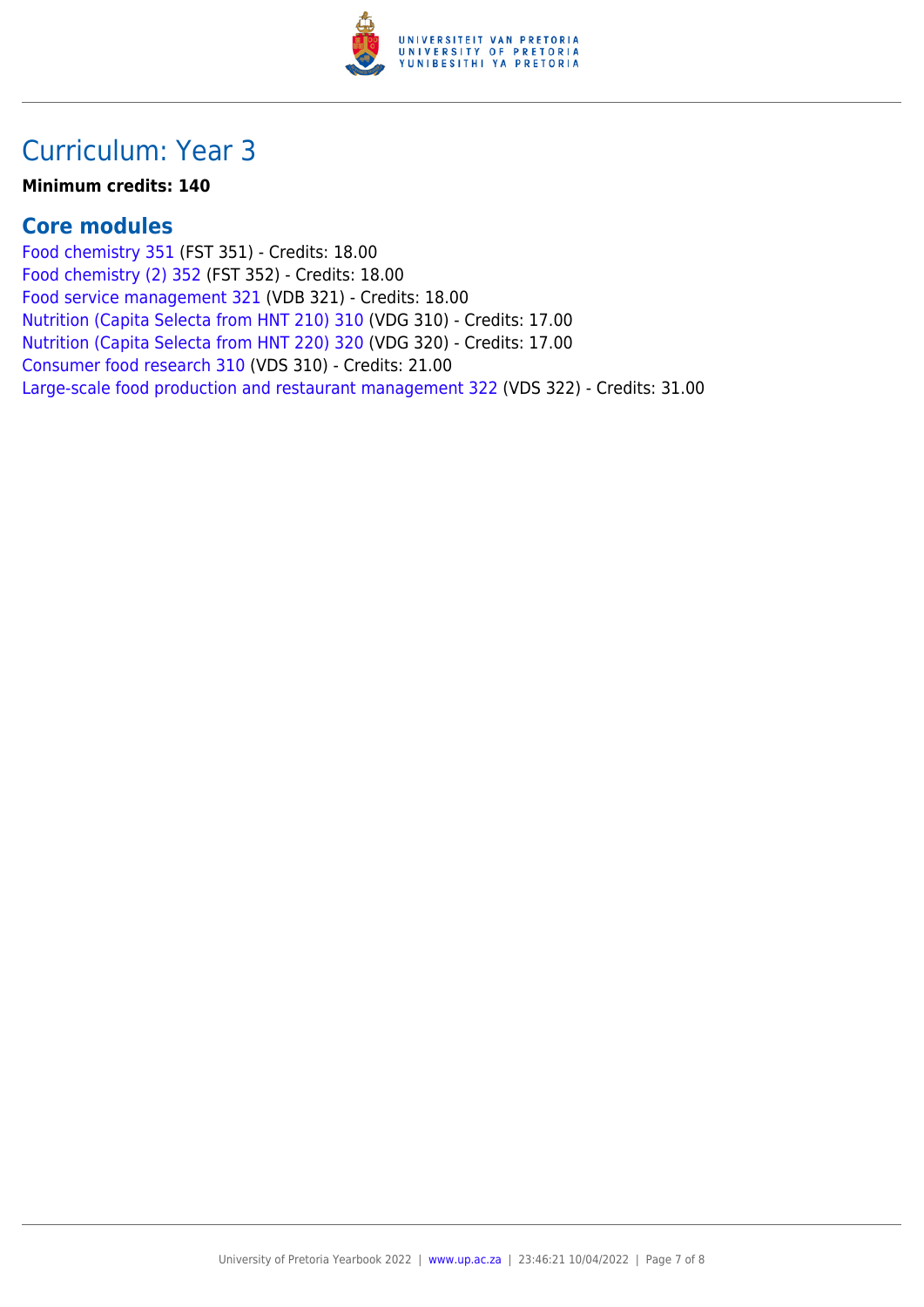## Curriculum: Year 3

**Minimum credits: 140**

### Core modules

Food chemistry 351 (FST 351) - Credits: 18.00
Food chemistry (2) 352 (FST 352) - Credits: 18.00
Food service management 321 (VDB 321) - Credits: 18.00
Nutrition (Capita Selecta from HNT 210) 310 (VDG 310) - Credits: 17.00
Nutrition (Capita Selecta from HNT 220) 320 (VDG 320) - Credits: 17.00
Consumer food research 310 (VDS 310) - Credits: 21.00
Large-scale food production and restaurant management 322 (VDS 322) - Credits: 31.00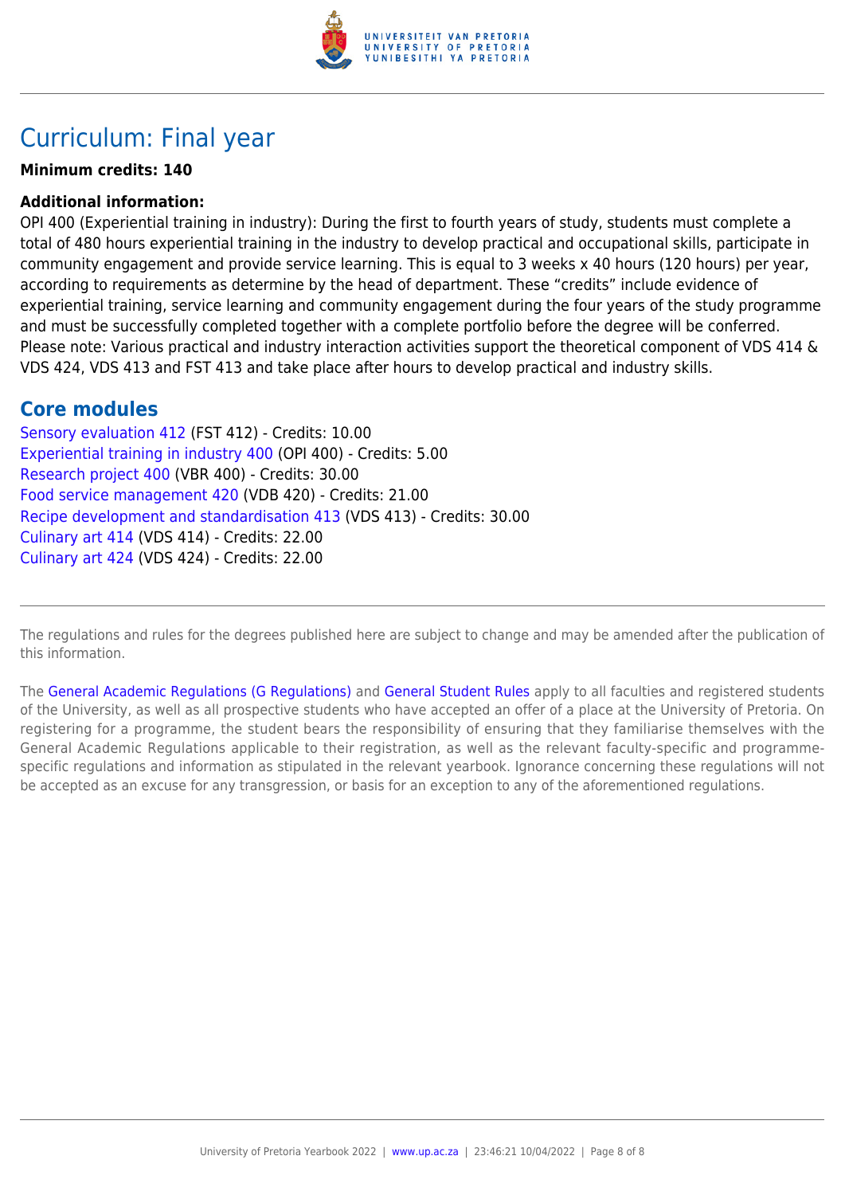# Curriculum: Final year

**Minimum credits: 140**

**Additional information:**

OPI 400 (Experiential training in industry): During the first to fourth years of study, students must complete a total of 480 hours experiential training in the industry to develop practical and occupational skills, participate in community engagement and provide service learning. This is equal to 3 weeks x 40 hours (120 hours) per year, according to requirements as determine by the head of department. These "credits" include evidence of experiential training, service learning and community engagement during the four years of the study programme and must be successfully completed together with a complete portfolio before the degree will be conferred.
Please note: Various practical and industry interaction activities support the theoretical component of VDS 414 & VDS 424, VDS 413 and FST 413 and take place after hours to develop practical and industry skills.

## Core modules

Sensory evaluation 412 (FST 412) - Credits: 10.00
Experiential training in industry 400 (OPI 400) - Credits: 5.00
Research project 400 (VBR 400) - Credits: 30.00
Food service management 420 (VDB 420) - Credits: 21.00
Recipe development and standardisation 413 (VDS 413) - Credits: 30.00
Culinary art 414 (VDS 414) - Credits: 22.00
Culinary art 424 (VDS 424) - Credits: 22.00

The regulations and rules for the degrees published here are subject to change and may be amended after the publication of this information.

The General Academic Regulations (G Regulations) and General Student Rules apply to all faculties and registered students of the University, as well as all prospective students who have accepted an offer of a place at the University of Pretoria. On registering for a programme, the student bears the responsibility of ensuring that they familiarise themselves with the General Academic Regulations applicable to their registration, as well as the relevant faculty-specific and programme-specific regulations and information as stipulated in the relevant yearbook. Ignorance concerning these regulations will not be accepted as an excuse for any transgression, or basis for an exception to any of the aforementioned regulations.